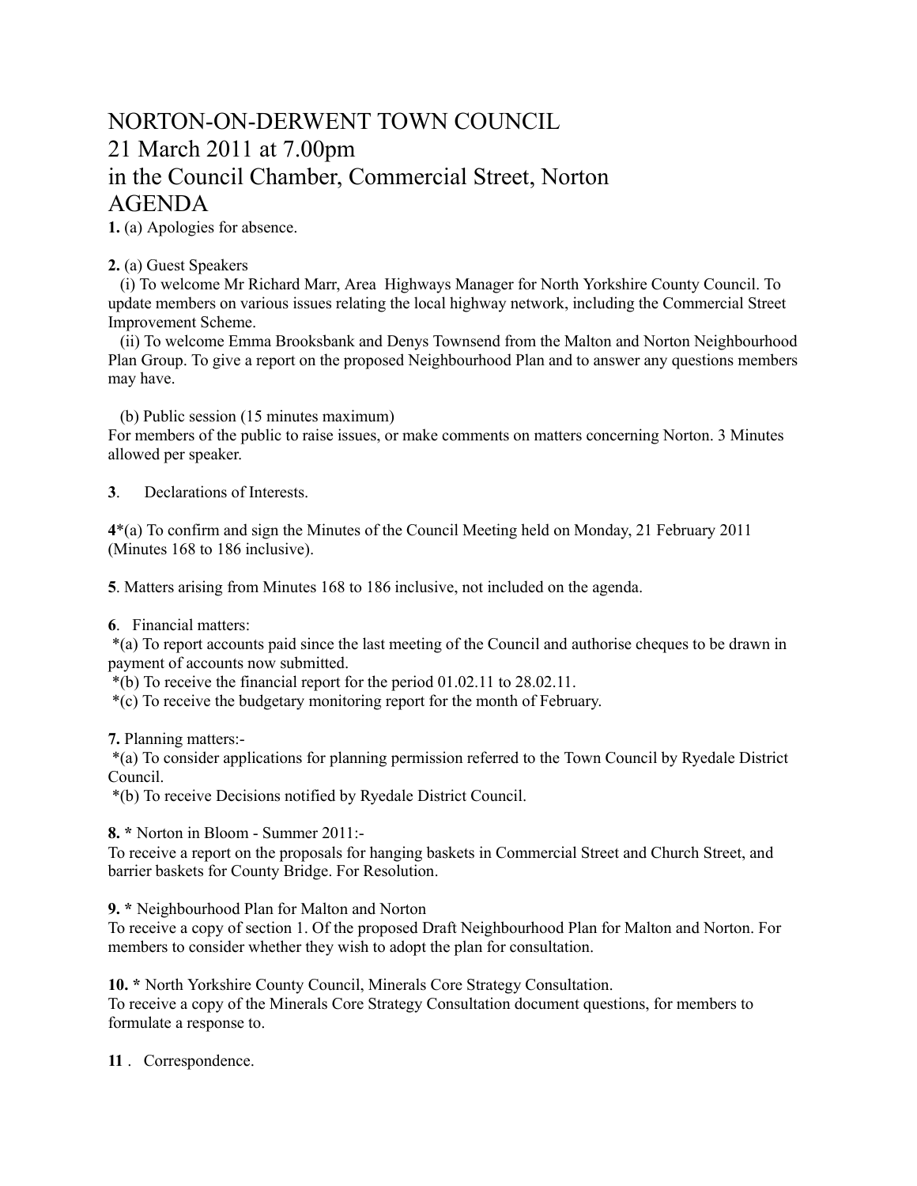# NORTON-ON-DERWENT TOWN COUNCIL
# 21 March 2011 at 7.00pm
# in the Council Chamber, Commercial Street, Norton
# AGENDA

**1.** (a) Apologies for absence.

**2.** (a) Guest Speakers

(i) To welcome Mr Richard Marr, Area Highways Manager for North Yorkshire County Council. To update members on various issues relating the local highway network, including the Commercial Street Improvement Scheme.

(ii) To welcome Emma Brooksbank and Denys Townsend from the Malton and Norton Neighbourhood Plan Group. To give a report on the proposed Neighbourhood Plan and to answer any questions members may have.

(b) Public session (15 minutes maximum)
For members of the public to raise issues, or make comments on matters concerning Norton. 3 Minutes allowed per speaker.

**3**. Declarations of Interests.

**4***(a) To confirm and sign the Minutes of the Council Meeting held on Monday, 21 February 2011 (Minutes 168 to 186 inclusive).

**5**. Matters arising from Minutes 168 to 186 inclusive, not included on the agenda.

**6**. Financial matters:

*(a) To report accounts paid since the last meeting of the Council and authorise cheques to be drawn in payment of accounts now submitted.

*(b) To receive the financial report for the period 01.02.11 to 28.02.11.

*(c) To receive the budgetary monitoring report for the month of February.

**7.** Planning matters:-

*(a) To consider applications for planning permission referred to the Town Council by Ryedale District Council.

*(b) To receive Decisions notified by Ryedale District Council.

**8. *** Norton in Bloom - Summer 2011:-
To receive a report on the proposals for hanging baskets in Commercial Street and Church Street, and barrier baskets for County Bridge. For Resolution.

**9. *** Neighbourhood Plan for Malton and Norton
To receive a copy of section 1. Of the proposed Draft Neighbourhood Plan for Malton and Norton. For members to consider whether they wish to adopt the plan for consultation.

**10. *** North Yorkshire County Council, Minerals Core Strategy Consultation.
To receive a copy of the Minerals Core Strategy Consultation document questions, for members to formulate a response to.

**11** . Correspondence.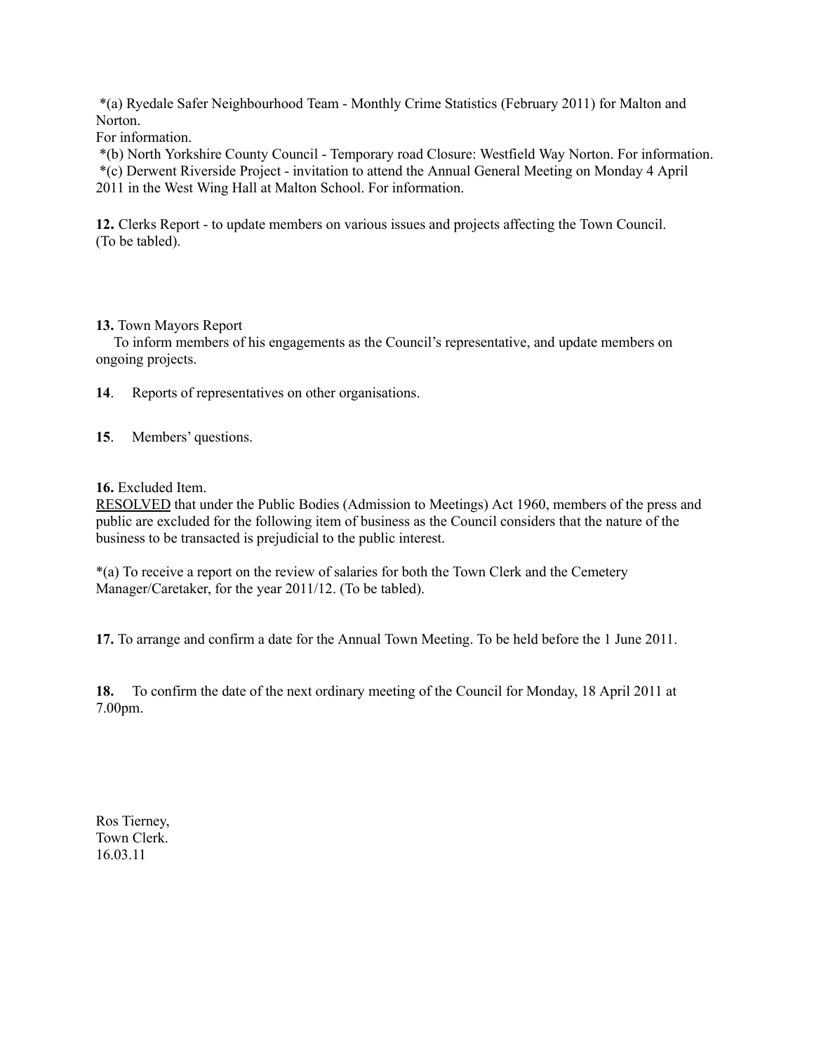*(a) Ryedale Safer Neighbourhood Team - Monthly Crime Statistics (February 2011) for Malton and Norton.
For information.
*(b) North Yorkshire County Council - Temporary road Closure: Westfield Way Norton. For information.
*(c) Derwent Riverside Project - invitation to attend the Annual General Meeting on Monday 4 April 2011 in the West Wing Hall at Malton School. For information.

**12.** Clerks Report - to update members on various issues and projects affecting the Town Council. (To be tabled).

**13.** Town Mayors Report
To inform members of his engagements as the Council's representative, and update members on ongoing projects.

**14**. Reports of representatives on other organisations.

**15**. Members' questions.

**16.** Excluded Item.
<u>RESOLVED</u> that under the Public Bodies (Admission to Meetings) Act 1960, members of the press and public are excluded for the following item of business as the Council considers that the nature of the business to be transacted is prejudicial to the public interest.

*(a) To receive a report on the review of salaries for both the Town Clerk and the Cemetery Manager/Caretaker, for the year 2011/12. (To be tabled).

**17.** To arrange and confirm a date for the Annual Town Meeting. To be held before the 1 June 2011.

**18.** To confirm the date of the next ordinary meeting of the Council for Monday, 18 April 2011 at 7.00pm.

Ros Tierney,
Town Clerk.
16.03.11